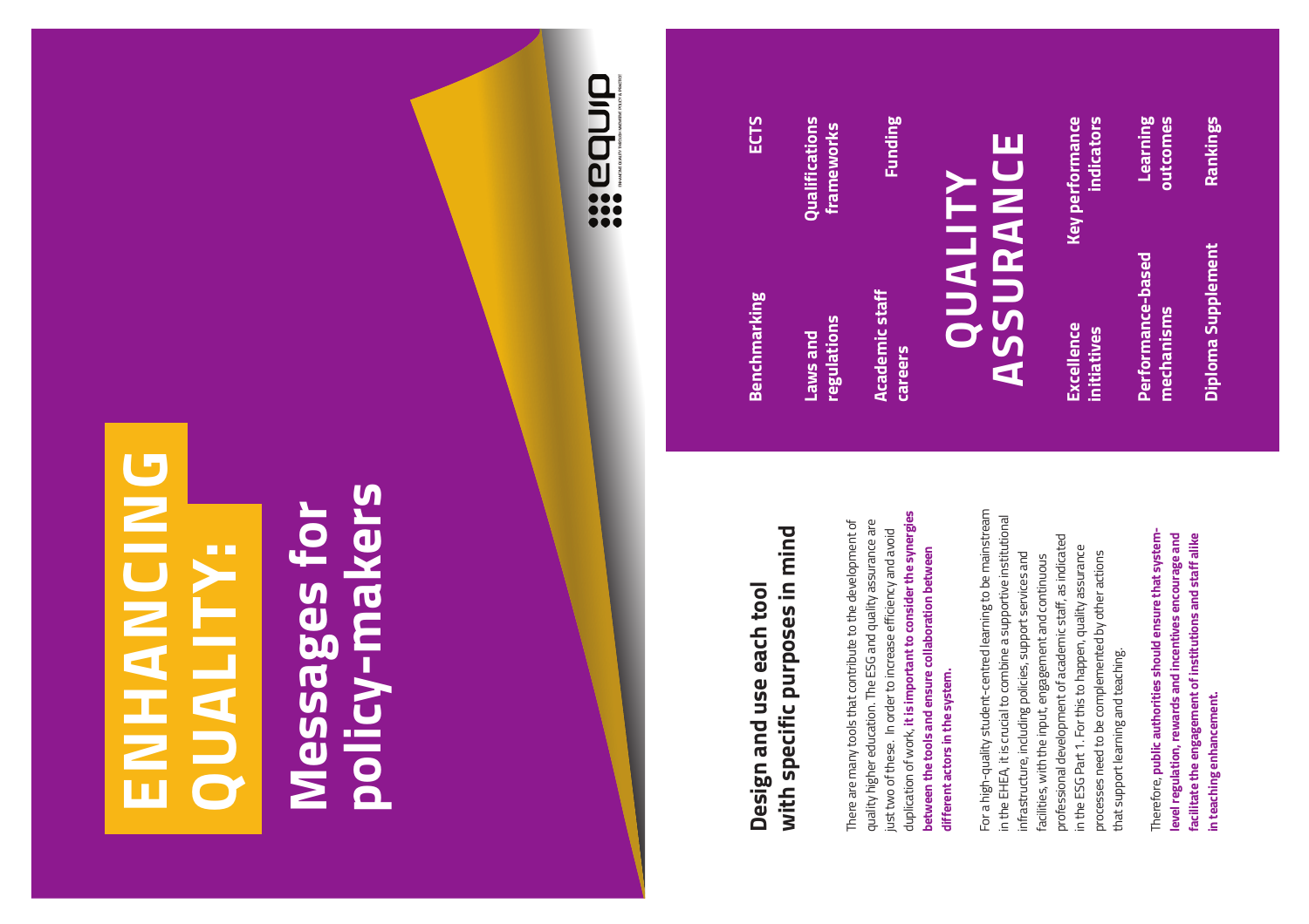# ENHANCING QUALITY:

# Messages for policy-makers

equip

ENHANCING QUALITY THROUGH INNOVATIVE POLICY & PRACTICE

## Design and use each tool with specific purposes in mind

There are many tools that contribute to the development of quality higher education. The ESG and quality assurance are just two of these. In order to increase efficiency and avoid duplication of work, **it is important to consider the synergies between the tools and ensure collaboration between different actors in the system.**

For a high-quality student-centred learning to be mainstream in the EHEA, it is crucial to combine a supportive institutional infrastructure, including policies, support services and facilities, with the input, engagement and continuous professional development of academic staff, as indicated in the ESG Part 1. For this to happen, quality assurance processes need to be complemented by other actions that support learning and teaching.

Therefore, **public authorities should ensure that system-level regulation, rewards and incentives encourage and facilitate the engagement of institutions and staff alike in teaching enhancement.**

**QUALITY ASSURANCE**

- **Benchmarking**
- **ECTS**
- **Laws and regulations**
- **Qualifications frameworks**
- **Academic staff careers**
- **Funding**
- **Excellence initiatives**
- **Key performance indicators**
- **Performance-based mechanisms**
- **Learning outcomes**
- **Diploma Supplement**
- **Rankings**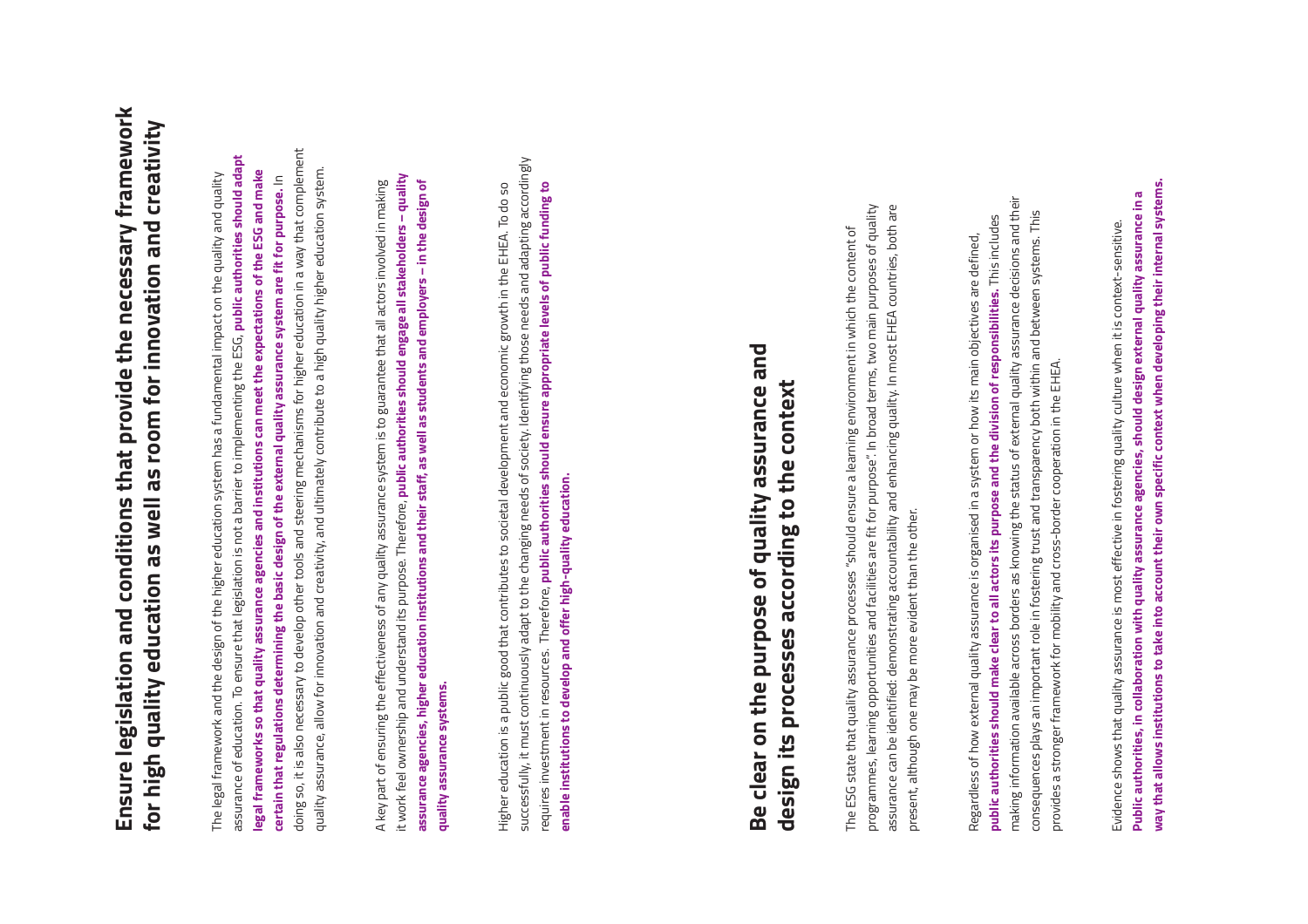## Ensure legislation and conditions that provide the necessary framework for high quality education as well as room for innovation and creativity

The legal framework and the design of the higher education system has a fundamental impact on the quality and quality assurance of education. To ensure that legislation is not a barrier to implementing the ESG, **public authorities should adapt legal frameworks so that quality assurance agencies and institutions can meet the expectations of the ESG and make certain that regulations determining the basic design of the external quality assurance system are fit for purpose.** In doing so, it is also necessary to develop other tools and steering mechanisms for higher education in a way that complement quality assurance, allow for innovation and creativity, and ultimately contribute to a high quality higher education system.

A key part of ensuring the effectiveness of any quality assurance system is to guarantee that all actors involved in making it work feel ownership and understand its purpose. Therefore, **public authorities should engage all stakeholders – quality assurance agencies, higher education institutions and their staff, as well as students and employers – in the design of quality assurance systems.**

Higher education is a public good that contributes to societal development and economic growth in the EHEA. To do so successfully, it must continuously adapt to the changing needs of society. Identifying those needs and adapting accordingly requires investment in resources. Therefore, **public authorities should ensure appropriate levels of public funding to enable institutions to develop and offer high-quality education.**

## Be clear on the purpose of quality assurance and design its processes according to the context

The ESG state that quality assurance processes "should ensure a learning environment in which the content of programmes, learning opportunities and facilities are fit for purpose". In broad terms, two main purposes of quality assurance can be identified: demonstrating accountability and enhancing quality. In most EHEA countries, both are present, although one may be more evident than the other.

Regardless of how external quality assurance is organised in a system or how its main objectives are defined, **public authorities should make clear to all actors its purpose and the division of responsibilities.** This includes making information available across borders as knowing the status of external quality assurance decisions and their consequences plays an important role in fostering trust and transparency both within and between systems. This provides a stronger framework for mobility and cross-border cooperation in the EHEA.

Evidence shows that quality assurance is most effective in fostering quality culture when it is context-sensitive. **Public authorities, in collaboration with quality assurance agencies, should design external quality assurance in a way that allows institutions to take into account their own specific context when developing their internal systems.**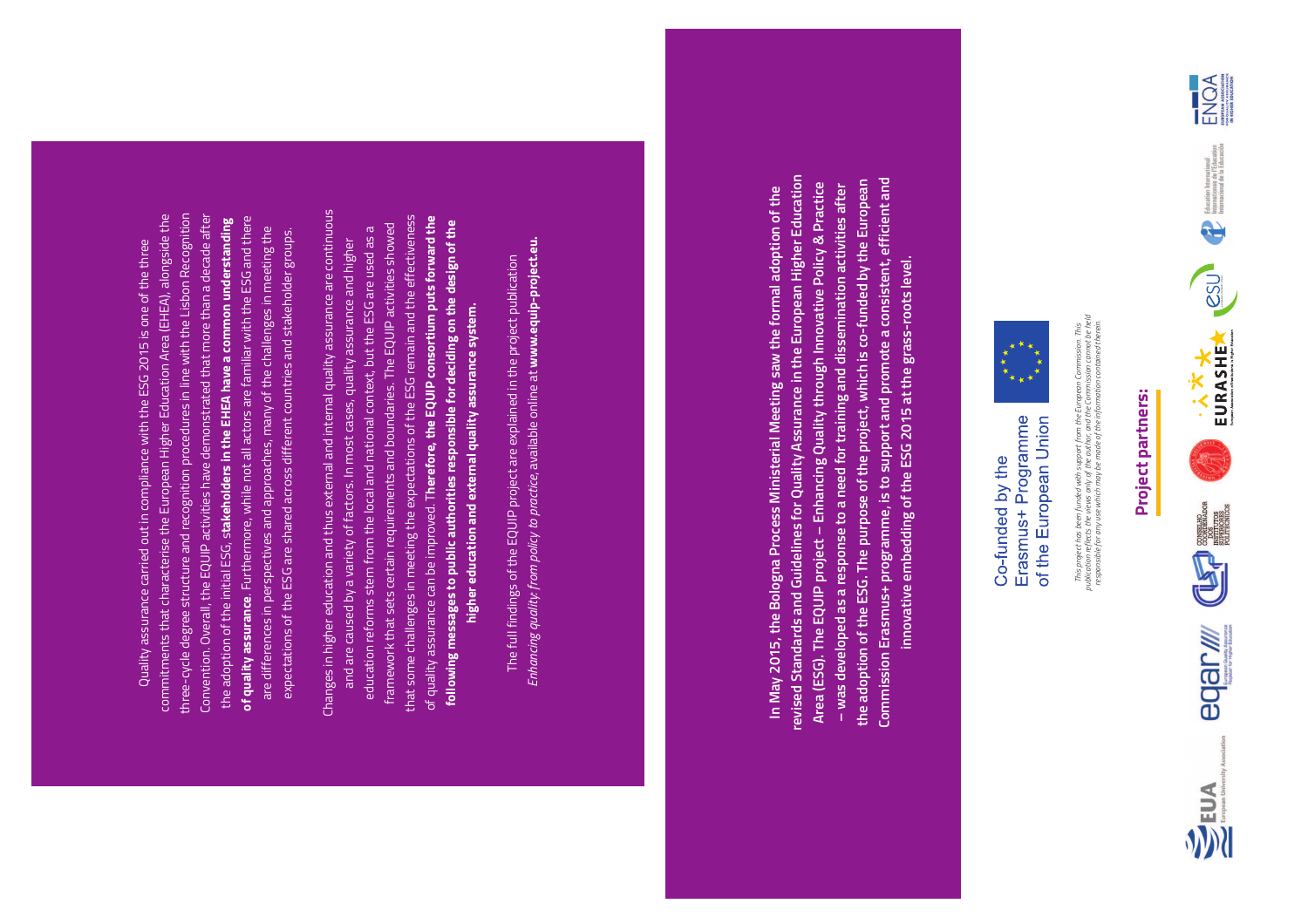Quality assurance carried out in compliance with the ESG 2015 is one of the three commitments that characterise the European Higher Education Area (EHEA), alongside the three-cycle degree structure and recognition procedures in line with the Lisbon Recognition Convention. Overall, the EQUIP activities have demonstrated that more than a decade after the adoption of the initial ESG, **stakeholders in the EHEA have a common understanding of quality assurance**. Furthermore, while not all actors are familiar with the ESG and there are differences in perspectives and approaches, many of the challenges in meeting the expectations of the ESG are shared across different countries and stakeholder groups.

Changes in higher education and thus external and internal quality assurance are continuous and are caused by a variety of factors. In most cases, quality assurance and higher education reforms stem from the local and national context, but the ESG are used as a framework that sets certain requirements and boundaries. The EQUIP activities showed that some challenges in meeting the expectations of the ESG remain and the effectiveness of quality assurance can be improved. **Therefore, the EQUIP consortium puts forward the following messages to public authorities responsible for deciding on the design of the higher education and external quality assurance system.**

The full findings of the EQUIP project are explained in the project publication *Enhancing quality: from policy to practice*, available online at **www.equip-project.eu.**

**In May 2015, the Bologna Process Ministerial Meeting saw the formal adoption of the revised Standards and Guidelines for Quality Assurance in the European Higher Education Area (ESG). The EQUIP project – Enhancing Quality through Innovative Policy & Practice – was developed as a response to a need for training and dissemination activities after the adoption of the ESG. The purpose of the project, which is co-funded by the European Commission Erasmus+ programme, is to support and promote a consistent, efficient and innovative embedding of the ESG 2015 at the grass-roots level.**

Co-funded by the Erasmus+ Programme of the European Union

*This project has been funded with support from the European Commission. This publication reflects the views only of the author, and the Commission cannot be held responsible for any use which may be made of the information contained therein.*

**Project partners:**